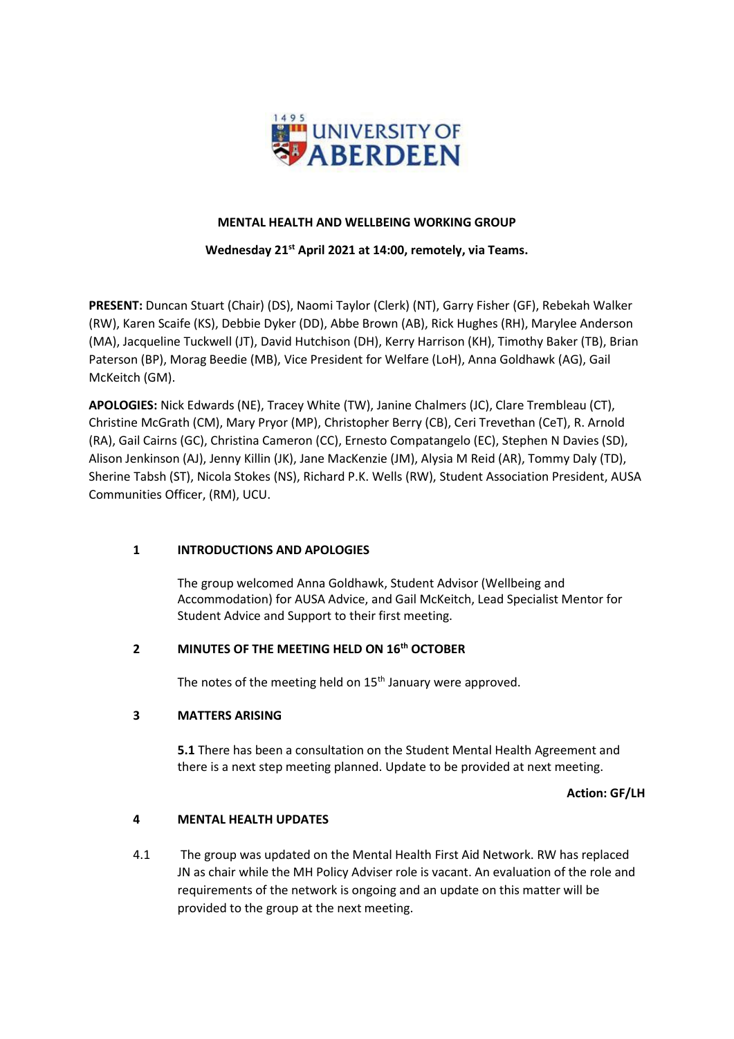**MENTAL HEALTH AND WELLBEING WORKING GROUP**

**Wednesday 21st April 2021 at 14:00, remotely, via Teams.**

**PRESENT:** Duncan Stuart (Chair) (DS), Naomi Taylor (Clerk) (NT), Garry Fisher (GF), Rebekah Walker (RW), Karen Scaife (KS), Debbie Dyker (DD), Abbe Brown (AB), Rick Hughes (RH), Marylee Anderson (MA), Jacqueline Tuckwell (JT), David Hutchison (DH), Kerry Harrison (KH), Timothy Baker (TB), Brian Paterson (BP), Morag Beedie (MB), Vice President for Welfare (LoH), Anna Goldhawk (AG), Gail McKeitch (GM).

**APOLOGIES:** Nick Edwards (NE), Tracey White (TW), Janine Chalmers (JC), Clare Trembleau (CT), Christine McGrath (CM), Mary Pryor (MP), Christopher Berry (CB), Ceri Trevethan (CeT), R. Arnold (RA), Gail Cairns (GC), Christina Cameron (CC), Ernesto Compatangelo (EC), Stephen N Davies (SD), Alison Jenkinson (AJ), Jenny Killin (JK), Jane MacKenzie (JM), Alysia M Reid (AR), Tommy Daly (TD), Sherine Tabsh (ST), Nicola Stokes (NS), Richard P.K. Wells (RW), Student Association President, AUSA Communities Officer, (RM), UCU.

## 1 INTRODUCTIONS AND APOLOGIES

The group welcomed Anna Goldhawk, Student Advisor (Wellbeing and Accommodation) for AUSA Advice, and Gail McKeitch, Lead Specialist Mentor for Student Advice and Support to their first meeting.

## 2 MINUTES OF THE MEETING HELD ON 16th OCTOBER

The notes of the meeting held on 15th January were approved.

## 3 MATTERS ARISING

**5.1** There has been a consultation on the Student Mental Health Agreement and there is a next step meeting planned. Update to be provided at next meeting.

**Action: GF/LH**

## 4 MENTAL HEALTH UPDATES

4.1 The group was updated on the Mental Health First Aid Network. RW has replaced JN as chair while the MH Policy Adviser role is vacant. An evaluation of the role and requirements of the network is ongoing and an update on this matter will be provided to the group at the next meeting.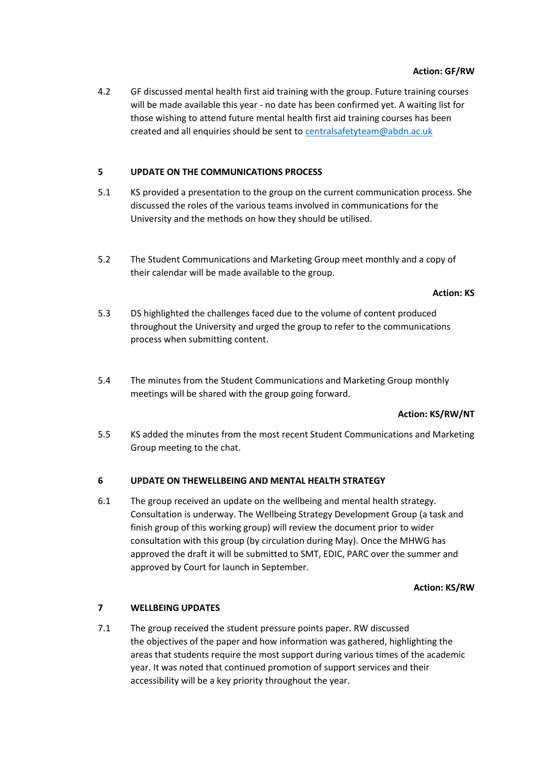**Action: GF/RW**

4.2 GF discussed mental health first aid training with the group. Future training courses will be made available this year - no date has been confirmed yet. A waiting list for those wishing to attend future mental health first aid training courses has been created and all enquiries should be sent to centralsafetyteam@abdn.ac.uk

## 5 UPDATE ON THE COMMUNICATIONS PROCESS

5.1 KS provided a presentation to the group on the current communication process. She discussed the roles of the various teams involved in communications for the University and the methods on how they should be utilised.

5.2 The Student Communications and Marketing Group meet monthly and a copy of their calendar will be made available to the group.

**Action: KS**

5.3 DS highlighted the challenges faced due to the volume of content produced throughout the University and urged the group to refer to the communications process when submitting content.

5.4 The minutes from the Student Communications and Marketing Group monthly meetings will be shared with the group going forward.

**Action: KS/RW/NT**

5.5 KS added the minutes from the most recent Student Communications and Marketing Group meeting to the chat.

## 6 UPDATE ON THEWELLBEING AND MENTAL HEALTH STRATEGY

6.1 The group received an update on the wellbeing and mental health strategy. Consultation is underway. The Wellbeing Strategy Development Group (a task and finish group of this working group) will review the document prior to wider consultation with this group (by circulation during May). Once the MHWG has approved the draft it will be submitted to SMT, EDIC, PARC over the summer and approved by Court for launch in September.

**Action: KS/RW**

## 7 WELLBEING UPDATES

7.1 The group received the student pressure points paper. RW discussed the objectives of the paper and how information was gathered, highlighting the areas that students require the most support during various times of the academic year. It was noted that continued promotion of support services and their accessibility will be a key priority throughout the year.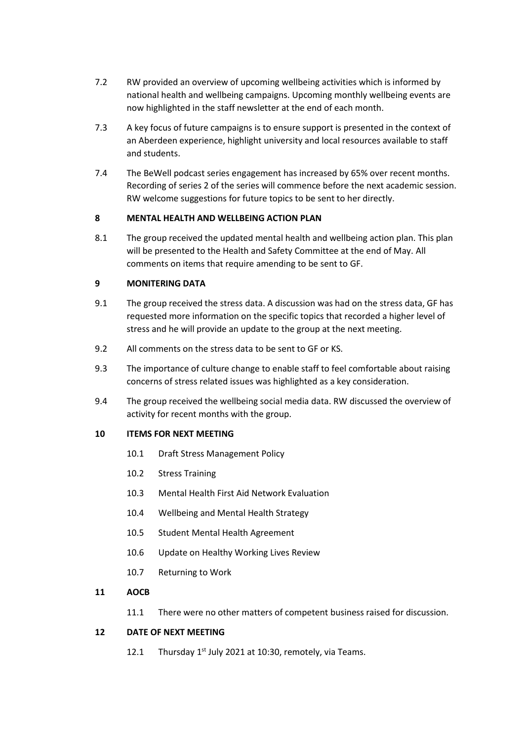7.2 RW provided an overview of upcoming wellbeing activities which is informed by national health and wellbeing campaigns. Upcoming monthly wellbeing events are now highlighted in the staff newsletter at the end of each month.

7.3 A key focus of future campaigns is to ensure support is presented in the context of an Aberdeen experience, highlight university and local resources available to staff and students.

7.4 The BeWell podcast series engagement has increased by 65% over recent months. Recording of series 2 of the series will commence before the next academic session. RW welcome suggestions for future topics to be sent to her directly.

**8 MENTAL HEALTH AND WELLBEING ACTION PLAN**

8.1 The group received the updated mental health and wellbeing action plan. This plan will be presented to the Health and Safety Committee at the end of May. All comments on items that require amending to be sent to GF.

**9 MONITERING DATA**

9.1 The group received the stress data. A discussion was had on the stress data, GF has requested more information on the specific topics that recorded a higher level of stress and he will provide an update to the group at the next meeting.

9.2 All comments on the stress data to be sent to GF or KS.

9.3 The importance of culture change to enable staff to feel comfortable about raising concerns of stress related issues was highlighted as a key consideration.

9.4 The group received the wellbeing social media data. RW discussed the overview of activity for recent months with the group.

**10 ITEMS FOR NEXT MEETING**

10.1 Draft Stress Management Policy

10.2 Stress Training

10.3 Mental Health First Aid Network Evaluation

10.4 Wellbeing and Mental Health Strategy

10.5 Student Mental Health Agreement

10.6 Update on Healthy Working Lives Review

10.7 Returning to Work

**11 AOCB**

11.1 There were no other matters of competent business raised for discussion.

**12 DATE OF NEXT MEETING**

12.1 Thursday 1st July 2021 at 10:30, remotely, via Teams.